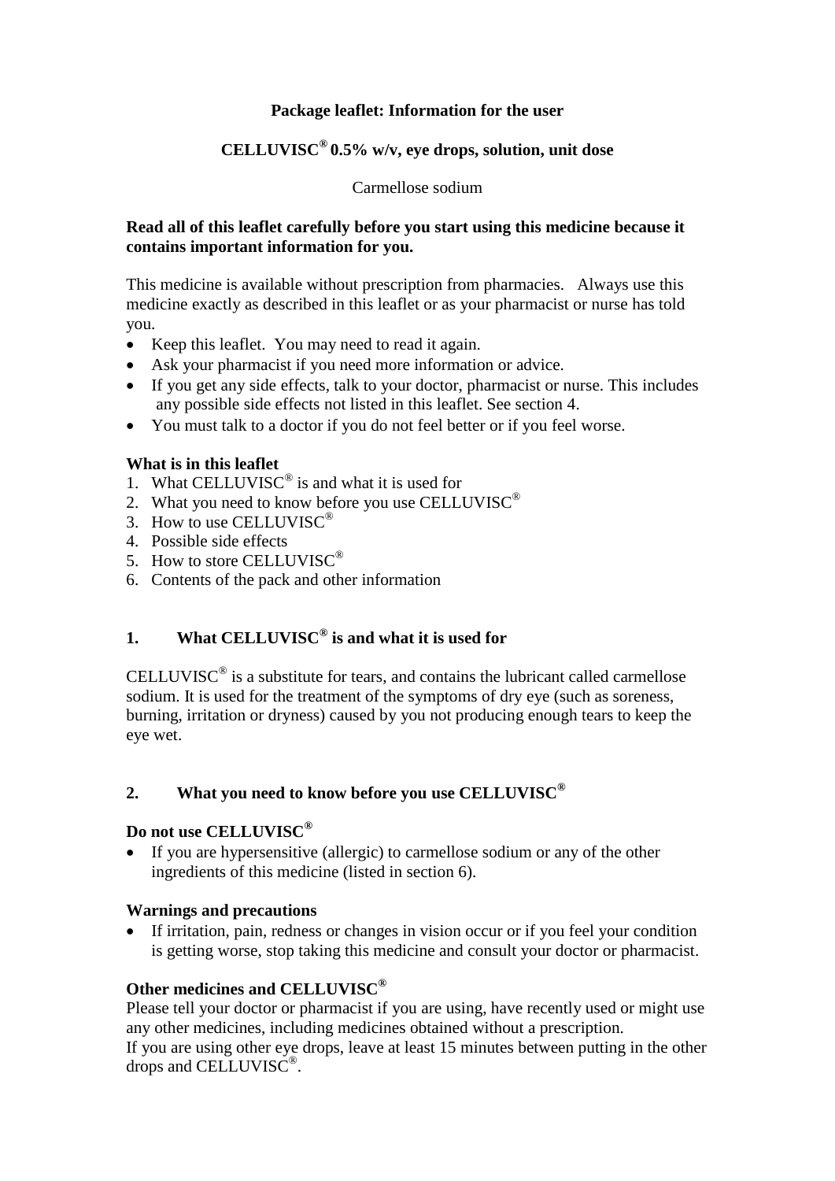**Package leaflet: Information for the user**

**CELLUVISC® 0.5% w/v, eye drops, solution, unit dose**

Carmellose sodium

**Read all of this leaflet carefully before you start using this medicine because it contains important information for you.**

This medicine is available without prescription from pharmacies. Always use this medicine exactly as described in this leaflet or as your pharmacist or nurse has told you.

- Keep this leaflet. You may need to read it again.
- Ask your pharmacist if you need more information or advice.
- If you get any side effects, talk to your doctor, pharmacist or nurse. This includes any possible side effects not listed in this leaflet. See section 4.
- You must talk to a doctor if you do not feel better or if you feel worse.

**What is in this leaflet**

1. What CELLUVISC® is and what it is used for
2. What you need to know before you use CELLUVISC®
3. How to use CELLUVISC®
4. Possible side effects
5. How to store CELLUVISC®
6. Contents of the pack and other information

## 1. What CELLUVISC® is and what it is used for

CELLUVISC® is a substitute for tears, and contains the lubricant called carmellose sodium. It is used for the treatment of the symptoms of dry eye (such as soreness, burning, irritation or dryness) caused by you not producing enough tears to keep the eye wet.

## 2. What you need to know before you use CELLUVISC®

**Do not use CELLUVISC®**

- If you are hypersensitive (allergic) to carmellose sodium or any of the other ingredients of this medicine (listed in section 6).

**Warnings and precautions**

- If irritation, pain, redness or changes in vision occur or if you feel your condition is getting worse, stop taking this medicine and consult your doctor or pharmacist.

**Other medicines and CELLUVISC®**

Please tell your doctor or pharmacist if you are using, have recently used or might use any other medicines, including medicines obtained without a prescription.
If you are using other eye drops, leave at least 15 minutes between putting in the other drops and CELLUVISC®.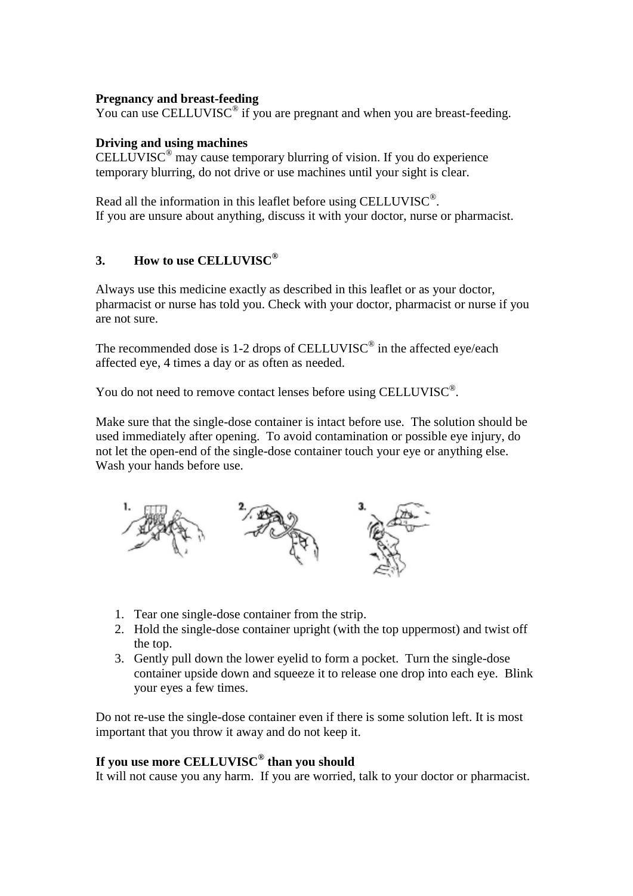**Pregnancy and breast-feeding**
You can use CELLUVISC® if you are pregnant and when you are breast-feeding.

**Driving and using machines**
CELLUVISC® may cause temporary blurring of vision. If you do experience temporary blurring, do not drive or use machines until your sight is clear.

Read all the information in this leaflet before using CELLUVISC®.
If you are unsure about anything, discuss it with your doctor, nurse or pharmacist.

## 3. How to use CELLUVISC®

Always use this medicine exactly as described in this leaflet or as your doctor, pharmacist or nurse has told you. Check with your doctor, pharmacist or nurse if you are not sure.

The recommended dose is 1-2 drops of CELLUVISC® in the affected eye/each affected eye, 4 times a day or as often as needed.

You do not need to remove contact lenses before using CELLUVISC®.

Make sure that the single-dose container is intact before use. The solution should be used immediately after opening. To avoid contamination or possible eye injury, do not let the open-end of the single-dose container touch your eye or anything else. Wash your hands before use.

1. Tear one single-dose container from the strip.
2. Hold the single-dose container upright (with the top uppermost) and twist off the top.
3. Gently pull down the lower eyelid to form a pocket. Turn the single-dose container upside down and squeeze it to release one drop into each eye. Blink your eyes a few times.

Do not re-use the single-dose container even if there is some solution left. It is most important that you throw it away and do not keep it.

**If you use more CELLUVISC® than you should**
It will not cause you any harm. If you are worried, talk to your doctor or pharmacist.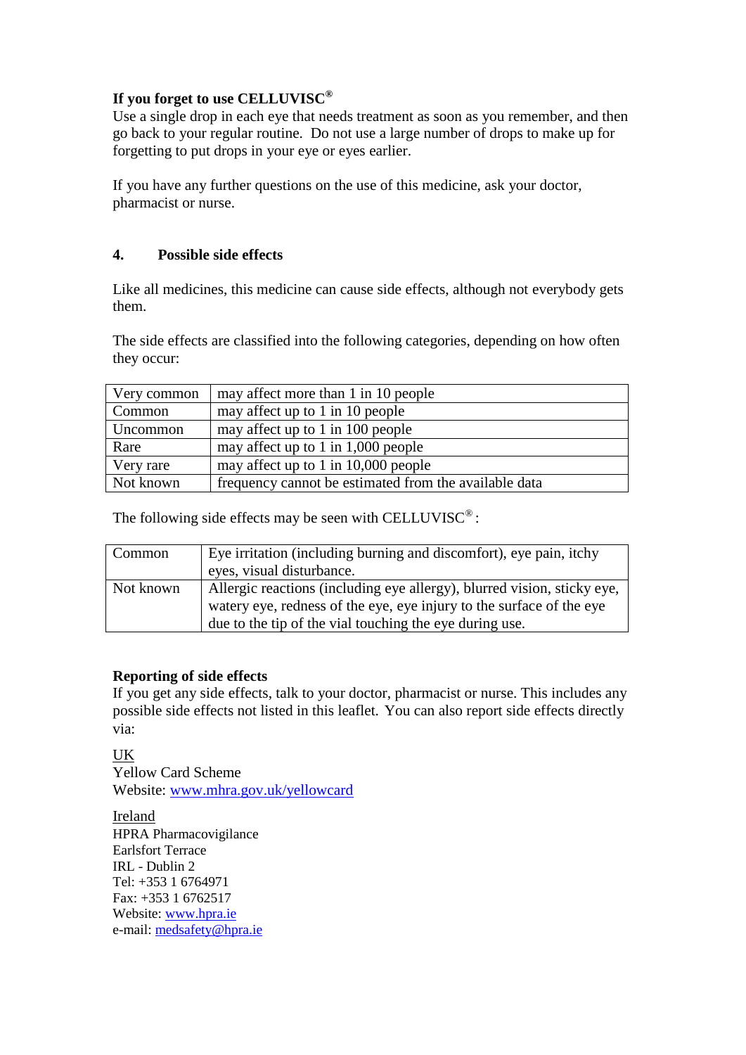**If you forget to use CELLUVISC®**

Use a single drop in each eye that needs treatment as soon as you remember, and then go back to your regular routine. Do not use a large number of drops to make up for forgetting to put drops in your eye or eyes earlier.

If you have any further questions on the use of this medicine, ask your doctor, pharmacist or nurse.

## 4. Possible side effects

Like all medicines, this medicine can cause side effects, although not everybody gets them.

The side effects are classified into the following categories, depending on how often they occur:

| | |
|---|---|
| Very common | may affect more than 1 in 10 people |
| Common | may affect up to 1 in 10 people |
| Uncommon | may affect up to 1 in 100 people |
| Rare | may affect up to 1 in 1,000 people |
| Very rare | may affect up to 1 in 10,000 people |
| Not known | frequency cannot be estimated from the available data |

The following side effects may be seen with CELLUVISC®:

| | |
|---|---|
| Common | Eye irritation (including burning and discomfort), eye pain, itchy eyes, visual disturbance. |
| Not known | Allergic reactions (including eye allergy), blurred vision, sticky eye, watery eye, redness of the eye, eye injury to the surface of the eye due to the tip of the vial touching the eye during use. |

**Reporting of side effects**

If you get any side effects, talk to your doctor, pharmacist or nurse. This includes any possible side effects not listed in this leaflet. You can also report side effects directly via:

UK
Yellow Card Scheme
Website: www.mhra.gov.uk/yellowcard

Ireland
HPRA Pharmacovigilance
Earlsfort Terrace
IRL - Dublin 2
Tel: +353 1 6764971
Fax: +353 1 6762517
Website: www.hpra.ie
e-mail: medsafety@hpra.ie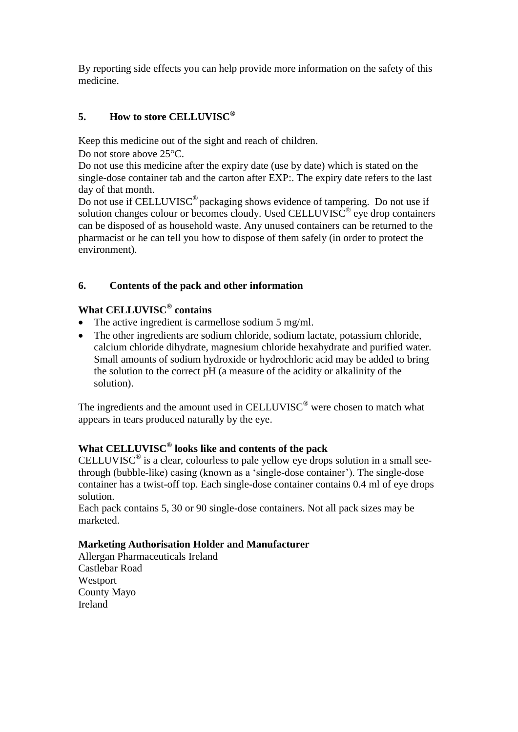By reporting side effects you can help provide more information on the safety of this medicine.

## 5. How to store CELLUVISC®

Keep this medicine out of the sight and reach of children.

Do not store above 25°C.

Do not use this medicine after the expiry date (use by date) which is stated on the single-dose container tab and the carton after EXP:. The expiry date refers to the last day of that month.

Do not use if CELLUVISC® packaging shows evidence of tampering. Do not use if solution changes colour or becomes cloudy. Used CELLUVISC® eye drop containers can be disposed of as household waste. Any unused containers can be returned to the pharmacist or he can tell you how to dispose of them safely (in order to protect the environment).

## 6. Contents of the pack and other information

### What CELLUVISC® contains

- The active ingredient is carmellose sodium 5 mg/ml.
- The other ingredients are sodium chloride, sodium lactate, potassium chloride, calcium chloride dihydrate, magnesium chloride hexahydrate and purified water. Small amounts of sodium hydroxide or hydrochloric acid may be added to bring the solution to the correct pH (a measure of the acidity or alkalinity of the solution).

The ingredients and the amount used in CELLUVISC® were chosen to match what appears in tears produced naturally by the eye.

### What CELLUVISC® looks like and contents of the pack

CELLUVISC® is a clear, colourless to pale yellow eye drops solution in a small see-through (bubble-like) casing (known as a 'single-dose container'). The single-dose container has a twist-off top. Each single-dose container contains 0.4 ml of eye drops solution.

Each pack contains 5, 30 or 90 single-dose containers. Not all pack sizes may be marketed.

### Marketing Authorisation Holder and Manufacturer

Allergan Pharmaceuticals Ireland  
Castlebar Road  
Westport  
County Mayo  
Ireland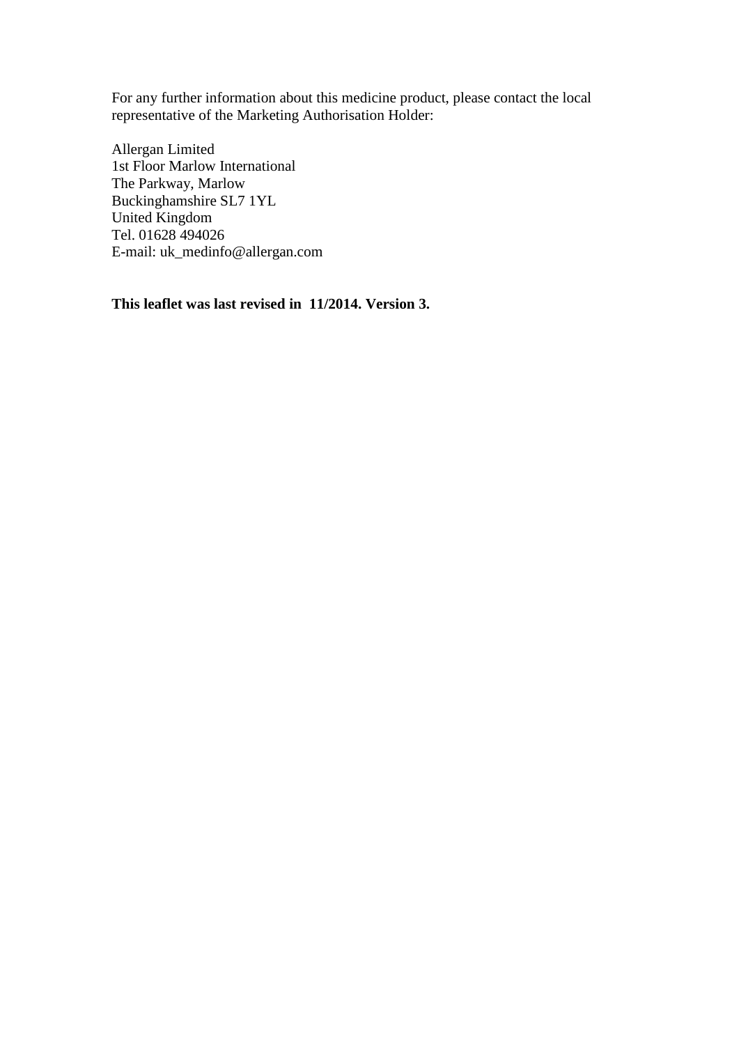For any further information about this medicine product, please contact the local representative of the Marketing Authorisation Holder:

Allergan Limited
1st Floor Marlow International
The Parkway, Marlow
Buckinghamshire SL7 1YL
United Kingdom
Tel. 01628 494026
E-mail: uk_medinfo@allergan.com

**This leaflet was last revised in 11/2014. Version 3.**